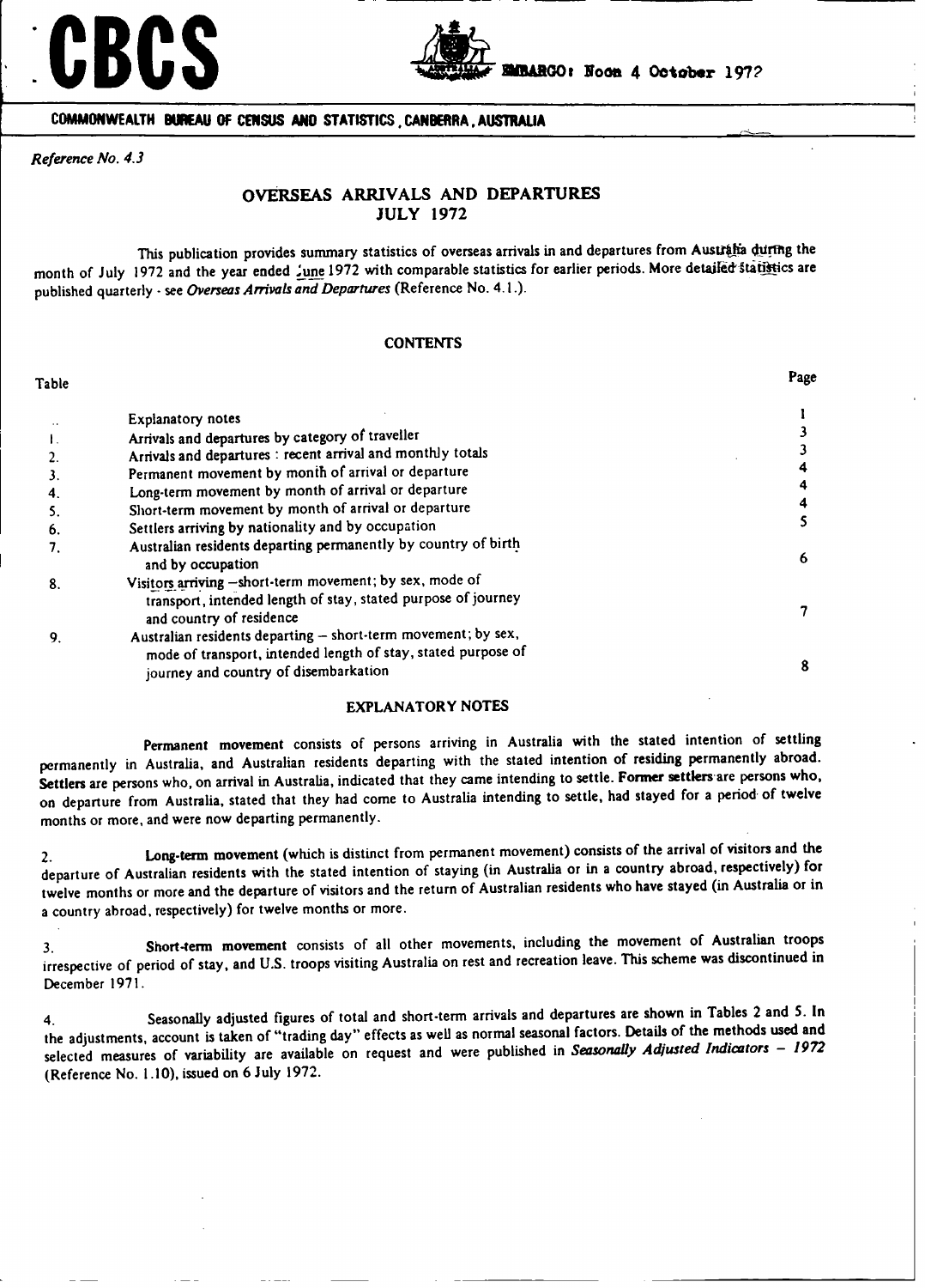# CBCS

EMBARGO: Noon 4 October 1972

COMMONWEALTH BUREAU OF CENSUS AND STATISTICS, CANBERRA, AUSTRALIA

*Reference No. 4.3*

## OVERSEAS ARRIVALS AND DEPARTURES
## JULY 1972

This publication provides summary statistics of overseas arrivals in and departures from Australia during the month of July 1972 and the year ended June 1972 with comparable statistics for earlier periods. More detailed statistics are published quarterly - see *Overseas Arrivals and Departures* (Reference No. 4.1.).

### CONTENTS

| Table | | Page |
|---|---|---|
| .. | Explanatory notes | 1 |
| 1. | Arrivals and departures by category of traveller | 3 |
| 2. | Arrivals and departures : recent arrival and monthly totals | 3 |
| 3. | Permanent movement by month of arrival or departure | 4 |
| 4. | Long-term movement by month of arrival or departure | 4 |
| 5. | Short-term movement by month of arrival or departure | 4 |
| 6. | Settlers arriving by nationality and by occupation | 5 |
| 7. | Australian residents departing permanently by country of birth and by occupation | 6 |
| 8. | Visitors arriving —short-term movement; by sex, mode of transport, intended length of stay, stated purpose of journey and country of residence | 7 |
| 9. | Australian residents departing — short-term movement; by sex, mode of transport, intended length of stay, stated purpose of journey and country of disembarkation | 8 |

### EXPLANATORY NOTES

**Permanent movement** consists of persons arriving in Australia with the stated intention of settling permanently in Australia, and Australian residents departing with the stated intention of residing permanently abroad. **Settlers** are persons who, on arrival in Australia, indicated that they came intending to settle. **Former settlers** are persons who, on departure from Australia, stated that they had come to Australia intending to settle, had stayed for a period of twelve months or more, and were now departing permanently.

2. **Long-term movement** (which is distinct from permanent movement) consists of the arrival of visitors and the departure of Australian residents with the stated intention of staying (in Australia or in a country abroad, respectively) for twelve months or more and the departure of visitors and the return of Australian residents who have stayed (in Australia or in a country abroad, respectively) for twelve months or more.

3. **Short-term movement** consists of all other movements, including the movement of Australian troops irrespective of period of stay, and U.S. troops visiting Australia on rest and recreation leave. This scheme was discontinued in December 1971.

4. Seasonally adjusted figures of total and short-term arrivals and departures are shown in Tables 2 and 5. In the adjustments, account is taken of "trading day" effects as well as normal seasonal factors. Details of the methods used and selected measures of variability are available on request and were published in *Seasonally Adjusted Indicators – 1972* (Reference No. 1.10), issued on 6 July 1972.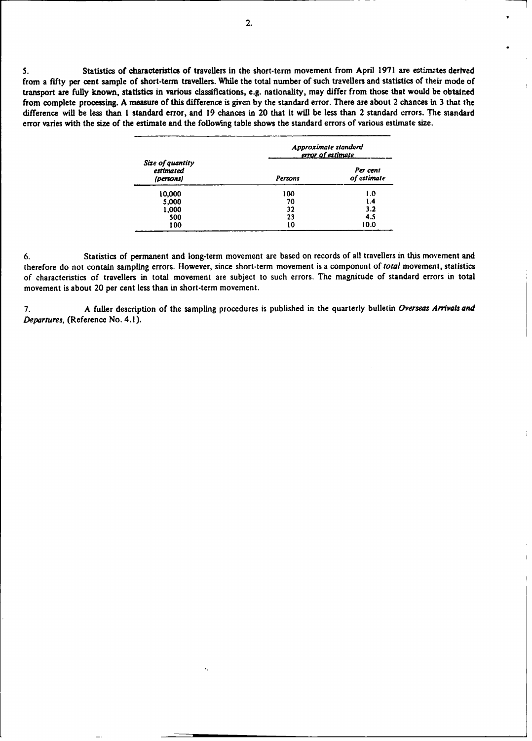5. Statistics of characteristics of travellers in the short-term movement from April 1971 are estimates derived from a fifty per cent sample of short-term travellers. While the total number of such travellers and statistics of their mode of transport are fully known, statistics in various classifications, e.g. nationality, may differ from those that would be obtained from complete processing. A measure of this difference is given by the standard error. There are about 2 chances in 3 that the difference will be less than 1 standard error, and 19 chances in 20 that it will be less than 2 standard errors. The standard error varies with the size of the estimate and the following table shows the standard errors of various estimate size.

| *Size of quantity estimated (persons)* | *Approximate standard error of estimate* | |
|---|---|---|
| | *Persons* | *Per cent of estimate* |
| 10,000 | 100 | 1.0 |
| 5,000 | 70 | 1.4 |
| 1,000 | 32 | 3.2 |
| 500 | 23 | 4.5 |
| 100 | 10 | 10.0 |

6. Statistics of permanent and long-term movement are based on records of all travellers in this movement and therefore do not contain sampling errors. However, since short-term movement is a component of *total* movement, statistics of characteristics of travellers in total movement are subject to such errors. The magnitude of standard errors in total movement is about 20 per cent less than in short-term movement.

7. A fuller description of the sampling procedures is published in the quarterly bulletin *Overseas Arrivals and Departures*, (Reference No. 4.1).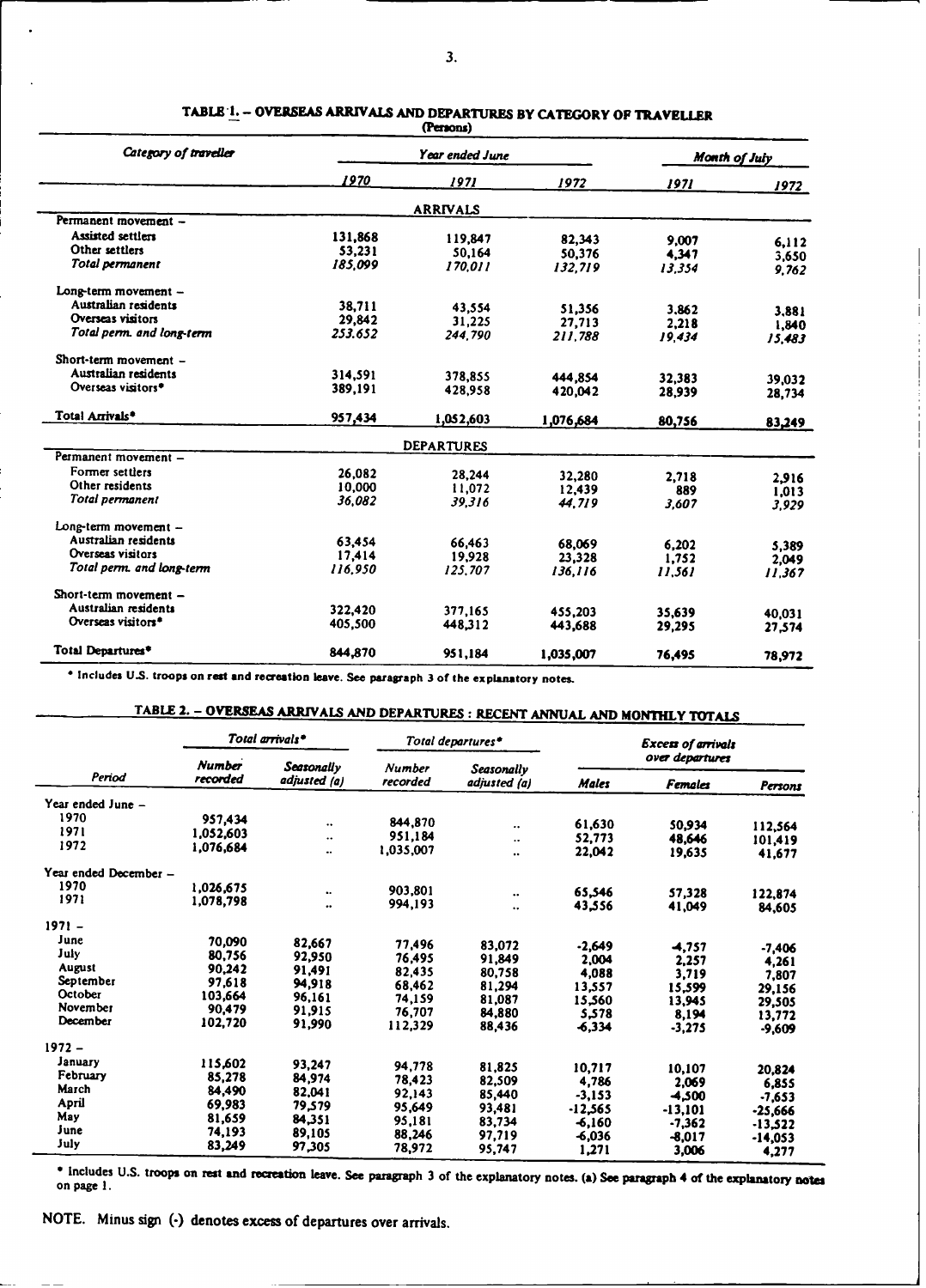## TABLE 1. – OVERSEAS ARRIVALS AND DEPARTURES BY CATEGORY OF TRAVELLER

(Persons)

| Category of traveller | Year ended June | | | Month of July | |
|---|---|---|---|---|---|
| | 1970 | 1971 | 1972 | 1971 | 1972 |
| **ARRIVALS** | | | | | |
| Permanent movement – | | | | | |
| Assisted settlers | 131,868 | 119,847 | 82,343 | 9,007 | 6,112 |
| Other settlers | 53,231 | 50,164 | 50,376 | 4,347 | 3,650 |
| *Total permanent* | *185,099* | *170,011* | *132,719* | *13,354* | *9,762* |
| Long-term movement – | | | | | |
| Australian residents | 38,711 | 43,554 | 51,356 | 3,862 | 3,881 |
| Overseas visitors | 29,842 | 31,225 | 27,713 | 2,218 | 1,840 |
| *Total perm. and long-term* | *253,652* | *244,790* | *211,788* | *19,434* | *15,483* |
| Short-term movement – | | | | | |
| Australian residents | 314,591 | 378,855 | 444,854 | 32,383 | 39,032 |
| Overseas visitors* | 389,191 | 428,958 | 420,042 | 28,939 | 28,734 |
| Total Arrivals* | 957,434 | 1,052,603 | 1,076,684 | 80,756 | 83,249 |
| **DEPARTURES** | | | | | |
| Permanent movement – | | | | | |
| Former settlers | 26,082 | 28,244 | 32,280 | 2,718 | 2,916 |
| Other residents | 10,000 | 11,072 | 12,439 | 889 | 1,013 |
| *Total permanent* | *36,082* | *39,316* | *44,719* | *3,607* | *3,929* |
| Long-term movement – | | | | | |
| Australian residents | 63,454 | 66,463 | 68,069 | 6,202 | 5,389 |
| Overseas visitors | 17,414 | 19,928 | 23,328 | 1,752 | 2,049 |
| *Total perm. and long-term* | *116,950* | *125,707* | *136,116* | *11,561* | *11,367* |
| Short-term movement – | | | | | |
| Australian residents | 322,420 | 377,165 | 455,203 | 35,639 | 40,031 |
| Overseas visitors* | 405,500 | 448,312 | 443,688 | 29,295 | 27,574 |
| Total Departures* | 844,870 | 951,184 | 1,035,007 | 76,495 | 78,972 |

\* Includes U.S. troops on rest and recreation leave. See paragraph 3 of the explanatory notes.

## TABLE 2. – OVERSEAS ARRIVALS AND DEPARTURES : RECENT ANNUAL AND MONTHLY TOTALS

| Period | Total arrivals* | | Total departures* | | Excess of arrivals over departures | | |
|---|---|---|---|---|---|---|---|
| | Number recorded | Seasonally adjusted (a) | Number recorded | Seasonally adjusted (a) | Males | Females | Persons |
| Year ended June – | | | | | | | |
| 1970 | 957,434 | .. | 844,870 | .. | 61,630 | 50,934 | 112,564 |
| 1971 | 1,052,603 | .. | 951,184 | .. | 52,773 | 48,646 | 101,419 |
| 1972 | 1,076,684 | .. | 1,035,007 | .. | 22,042 | 19,635 | 41,677 |
| Year ended December – | | | | | | | |
| 1970 | 1,026,675 | .. | 903,801 | .. | 65,546 | 57,328 | 122,874 |
| 1971 | 1,078,798 | .. | 994,193 | .. | 43,556 | 41,049 | 84,605 |
| 1971 – | | | | | | | |
| June | 70,090 | 82,667 | 77,496 | 83,072 | -2,649 | -4,757 | -7,406 |
| July | 80,756 | 92,950 | 76,495 | 91,849 | 2,004 | 2,257 | 4,261 |
| August | 90,242 | 91,491 | 82,435 | 80,758 | 4,088 | 3,719 | 7,807 |
| September | 97,618 | 94,918 | 68,462 | 81,294 | 13,557 | 15,599 | 29,156 |
| October | 103,664 | 96,161 | 74,159 | 81,087 | 15,560 | 13,945 | 29,505 |
| November | 90,479 | 91,915 | 76,707 | 84,880 | 5,578 | 8,194 | 13,772 |
| December | 102,720 | 91,990 | 112,329 | 88,436 | -6,334 | -3,275 | -9,609 |
| 1972 – | | | | | | | |
| January | 115,602 | 93,247 | 94,778 | 81,825 | 10,717 | 10,107 | 20,824 |
| February | 85,278 | 84,974 | 78,423 | 82,509 | 4,786 | 2,069 | 6,855 |
| March | 84,490 | 82,041 | 92,143 | 85,440 | -3,153 | -4,500 | -7,653 |
| April | 69,983 | 79,579 | 95,649 | 93,481 | -12,565 | -13,101 | -25,666 |
| May | 81,659 | 84,351 | 95,181 | 83,734 | -6,160 | -7,362 | -13,522 |
| June | 74,193 | 89,105 | 88,246 | 97,719 | -6,036 | -8,017 | -14,053 |
| July | 83,249 | 97,305 | 78,972 | 95,747 | 1,271 | 3,006 | 4,277 |

\* Includes U.S. troops on rest and recreation leave. See paragraph 3 of the explanatory notes. (a) See paragraph 4 of the explanatory notes on page 1.

NOTE. Minus sign (-) denotes excess of departures over arrivals.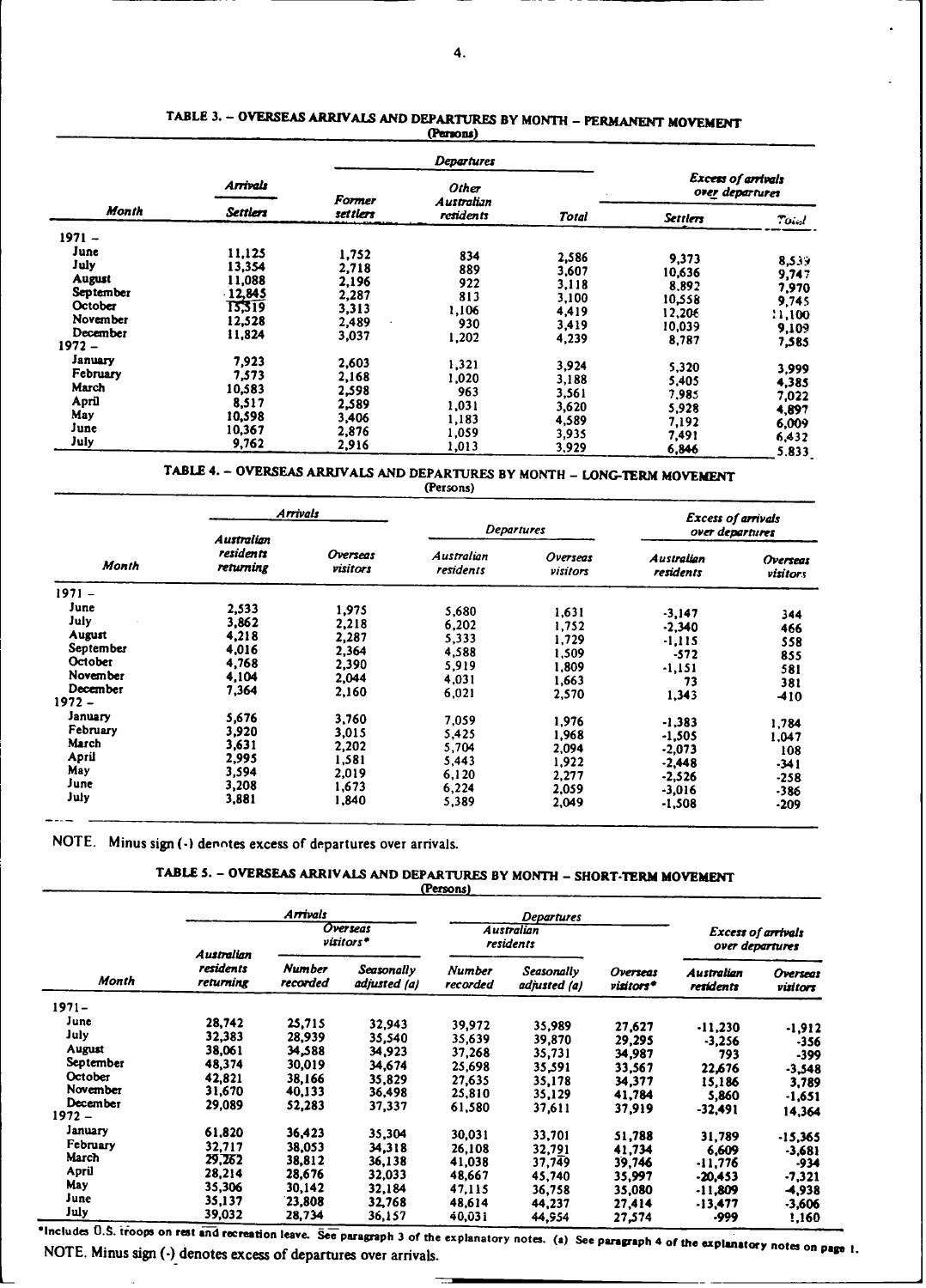## TABLE 3. – OVERSEAS ARRIVALS AND DEPARTURES BY MONTH – PERMANENT MOVEMENT

(Persons)

| Month | Arrivals | Departures | | | Excess of arrivals over departures | |
|---|---|---|---|---|---|---|
| | Settlers | Former settlers | Other Australian residents | Total | Settlers | Total |
| 1971 – | | | | | | |
| June | 11,125 | 1,752 | 834 | 2,586 | 9,373 | 8,539 |
| July | 13,354 | 2,718 | 889 | 3,607 | 10,636 | 9,747 |
| August | 11,088 | 2,196 | 922 | 3,118 | 8,892 | 7,970 |
| September | 12,845 | 2,287 | 813 | 3,100 | 10,558 | 9,745 |
| October | 15,519 | 3,313 | 1,106 | 4,419 | 12,206 | 11,100 |
| November | 12,528 | 2,489 | 930 | 3,419 | 10,039 | 9,109 |
| December | 11,824 | 3,037 | 1,202 | 4,239 | 8,787 | 7,585 |
| 1972 – | | | | | | |
| January | 7,923 | 2,603 | 1,321 | 3,924 | 5,320 | 3,999 |
| February | 7,573 | 2,168 | 1,020 | 3,188 | 5,405 | 4,385 |
| March | 10,583 | 2,598 | 963 | 3,561 | 7,985 | 7,022 |
| April | 8,517 | 2,589 | 1,031 | 3,620 | 5,928 | 4,897 |
| May | 10,598 | 3,406 | 1,183 | 4,589 | 7,192 | 6,009 |
| June | 10,367 | 2,876 | 1,059 | 3,935 | 7,491 | 6,432 |
| July | 9,762 | 2,916 | 1,013 | 3,929 | 6,846 | 5,833 |

## TABLE 4. – OVERSEAS ARRIVALS AND DEPARTURES BY MONTH – LONG-TERM MOVEMENT

(Persons)

| Month | Arrivals | | Departures | | Excess of arrivals over departures | |
|---|---|---|---|---|---|---|
| | Australian residents returning | Overseas visitors | Australian residents | Overseas visitors | Australian residents | Overseas visitors |
| 1971 – | | | | | | |
| June | 2,533 | 1,975 | 5,680 | 1,631 | -3,147 | 344 |
| July | 3,862 | 2,218 | 6,202 | 1,752 | -2,340 | 466 |
| August | 4,218 | 2,287 | 5,333 | 1,729 | -1,115 | 558 |
| September | 4,016 | 2,364 | 4,588 | 1,509 | -572 | 855 |
| October | 4,768 | 2,390 | 5,919 | 1,809 | -1,151 | 581 |
| November | 4,104 | 2,044 | 4,031 | 1,663 | 73 | 381 |
| December | 7,364 | 2,160 | 6,021 | 2,570 | 1,343 | -410 |
| 1972 – | | | | | | |
| January | 5,676 | 3,760 | 7,059 | 1,976 | -1,383 | 1,784 |
| February | 3,920 | 3,015 | 5,425 | 1,968 | -1,505 | 1,047 |
| March | 3,631 | 2,202 | 5,704 | 2,094 | -2,073 | 108 |
| April | 2,995 | 1,581 | 5,443 | 1,922 | -2,448 | -341 |
| May | 3,594 | 2,019 | 6,120 | 2,277 | -2,526 | -258 |
| June | 3,208 | 1,673 | 6,224 | 2,059 | -3,016 | -386 |
| July | 3,881 | 1,840 | 5,389 | 2,049 | -1,508 | -209 |

NOTE. Minus sign (-) denotes excess of departures over arrivals.

## TABLE 5. – OVERSEAS ARRIVALS AND DEPARTURES BY MONTH – SHORT-TERM MOVEMENT

(Persons)

| Month | Arrivals | | | Departures | | | Excess of arrivals over departures | |
|---|---|---|---|---|---|---|---|---|
| | Australian residents returning | Overseas visitors* | | Australian residents | | Overseas visitors* | Australian residents | Overseas visitors |
| | | Number recorded | Seasonally adjusted (a) | Number recorded | Seasonally adjusted (a) | | | |
| 1971 – | | | | | | | | |
| June | 28,742 | 25,715 | 32,943 | 39,972 | 35,989 | 27,627 | -11,230 | -1,912 |
| July | 32,383 | 28,939 | 35,540 | 35,639 | 39,870 | 29,295 | -3,256 | -356 |
| August | 38,061 | 34,588 | 34,923 | 37,268 | 35,731 | 34,987 | 793 | -399 |
| September | 48,374 | 30,019 | 34,674 | 25,698 | 35,591 | 33,567 | 22,676 | -3,548 |
| October | 42,821 | 38,166 | 35,829 | 27,635 | 35,178 | 34,377 | 15,186 | 3,789 |
| November | 31,670 | 40,133 | 36,498 | 25,810 | 35,129 | 41,784 | 5,860 | -1,651 |
| December | 29,089 | 52,283 | 37,337 | 61,580 | 37,611 | 37,919 | -32,491 | 14,364 |
| 1972 – | | | | | | | | |
| January | 61,820 | 36,423 | 35,304 | 30,031 | 33,701 | 51,788 | 31,789 | -15,365 |
| February | 32,717 | 38,053 | 34,318 | 26,108 | 32,791 | 41,734 | 6,609 | -3,681 |
| March | 29,262 | 38,812 | 36,138 | 41,038 | 37,749 | 39,746 | -11,776 | -934 |
| April | 28,214 | 28,676 | 32,033 | 48,667 | 45,740 | 35,997 | -20,453 | -7,321 |
| May | 35,306 | 30,142 | 32,184 | 47,115 | 36,758 | 35,080 | -11,809 | -4,938 |
| June | 35,137 | 23,808 | 32,768 | 48,614 | 44,237 | 27,414 | -13,477 | -3,606 |
| July | 39,032 | 28,734 | 36,157 | 40,031 | 44,954 | 27,574 | -999 | 1,160 |

*Includes U.S. troops on rest and recreation leave. See paragraph 3 of the explanatory notes. (a) See paragraph 4 of the explanatory notes on page 1.

NOTE. Minus sign (-) denotes excess of departures over arrivals.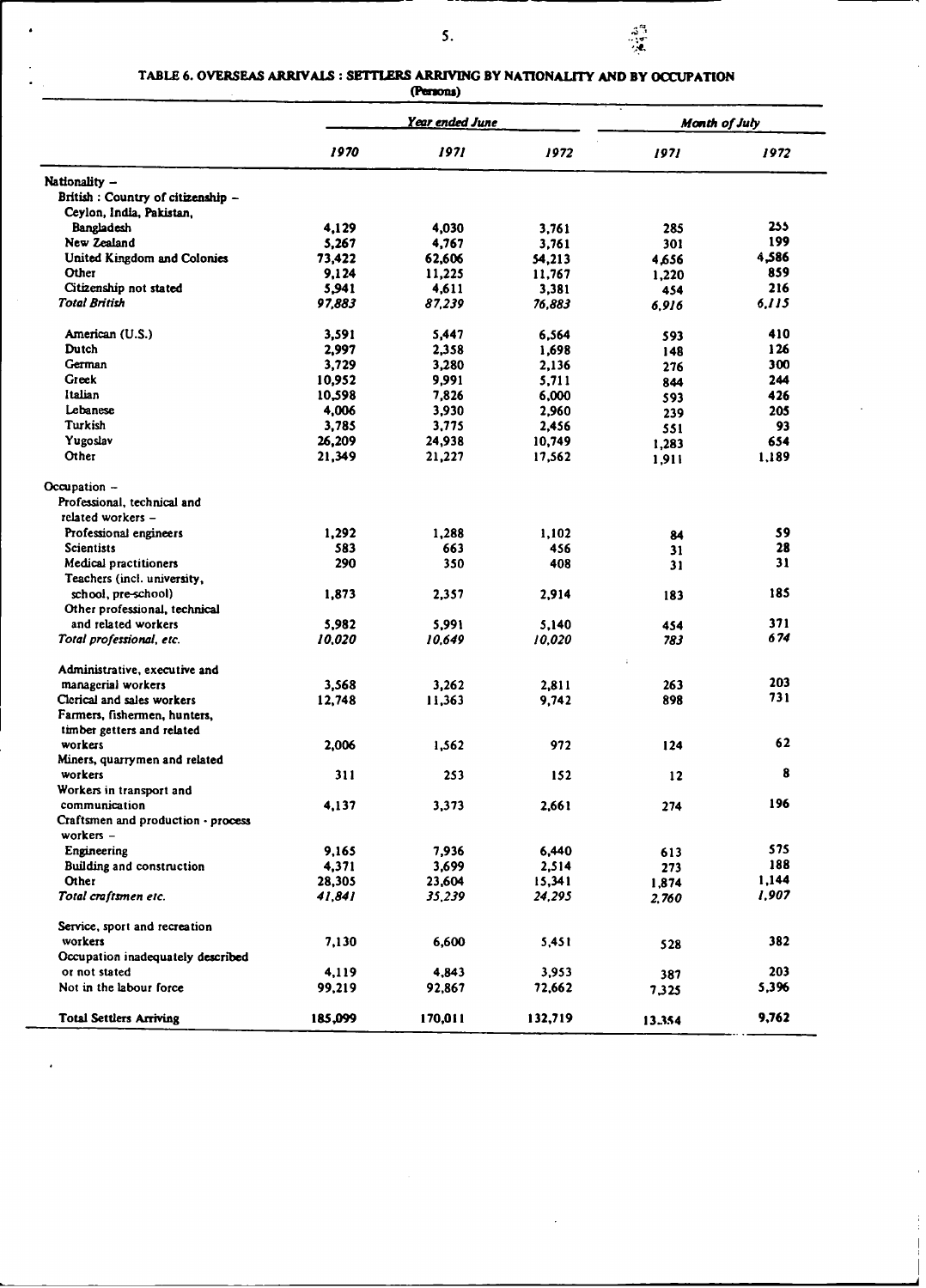# TABLE 6. OVERSEAS ARRIVALS : SETTLERS ARRIVING BY NATIONALITY AND BY OCCUPATION

(Persons)

| | *Year ended June* | | | *Month of July* | |
|---|---|---|---|---|---|
| | *1970* | *1971* | *1972* | *1971* | *1972* |
| **Nationality –** | | | | | |
| British : Country of citizenship – | | | | | |
| Ceylon, India, Pakistan, Bangladesh | 4,129 | 4,030 | 3,761 | 285 | 255 |
| New Zealand | 5,267 | 4,767 | 3,761 | 301 | 199 |
| United Kingdom and Colonies | 73,422 | 62,606 | 54,213 | 4,656 | 4,586 |
| Other | 9,124 | 11,225 | 11,767 | 1,220 | 859 |
| Citizenship not stated | 5,941 | 4,611 | 3,381 | 454 | 216 |
| *Total British* | *97,883* | *87,239* | *76,883* | *6,916* | *6,115* |
| American (U.S.) | 3,591 | 5,447 | 6,564 | 593 | 410 |
| Dutch | 2,997 | 2,358 | 1,698 | 148 | 126 |
| German | 3,729 | 3,280 | 2,136 | 276 | 300 |
| Greek | 10,952 | 9,991 | 5,711 | 844 | 244 |
| Italian | 10,598 | 7,826 | 6,000 | 593 | 426 |
| Lebanese | 4,006 | 3,930 | 2,960 | 239 | 205 |
| Turkish | 3,785 | 3,775 | 2,456 | 551 | 93 |
| Yugoslav | 26,209 | 24,938 | 10,749 | 1,283 | 654 |
| Other | 21,349 | 21,227 | 17,562 | 1,911 | 1,189 |
| **Occupation –** | | | | | |
| Professional, technical and related workers – | | | | | |
| Professional engineers | 1,292 | 1,288 | 1,102 | 84 | 59 |
| Scientists | 583 | 663 | 456 | 31 | 28 |
| Medical practitioners | 290 | 350 | 408 | 31 | 31 |
| Teachers (incl. university, school, pre-school) | 1,873 | 2,357 | 2,914 | 183 | 185 |
| Other professional, technical and related workers | 5,982 | 5,991 | 5,140 | 454 | 371 |
| *Total professional, etc.* | *10,020* | *10,649* | *10,020* | *783* | *674* |
| Administrative, executive and managerial workers | 3,568 | 3,262 | 2,811 | 263 | 203 |
| Clerical and sales workers | 12,748 | 11,363 | 9,742 | 898 | 731 |
| Farmers, fishermen, hunters, timber getters and related workers | 2,006 | 1,562 | 972 | 124 | 62 |
| Miners, quarrymen and related workers | 311 | 253 | 152 | 12 | 8 |
| Workers in transport and communication | 4,137 | 3,373 | 2,661 | 274 | 196 |
| Craftsmen and production - process workers – | | | | | |
| Engineering | 9,165 | 7,936 | 6,440 | 613 | 575 |
| Building and construction | 4,371 | 3,699 | 2,514 | 273 | 188 |
| Other | 28,305 | 23,604 | 15,341 | 1,874 | 1,144 |
| *Total craftsmen etc.* | *41,841* | *35,239* | *24,295* | *2,760* | *1,907* |
| Service, sport and recreation workers | 7,130 | 6,600 | 5,451 | 528 | 382 |
| Occupation inadequately described or not stated | 4,119 | 4,843 | 3,953 | 387 | 203 |
| Not in the labour force | 99,219 | 92,867 | 72,662 | 7,325 | 5,396 |
| **Total Settlers Arriving** | **185,099** | **170,011** | **132,719** | **13,354** | **9,762** |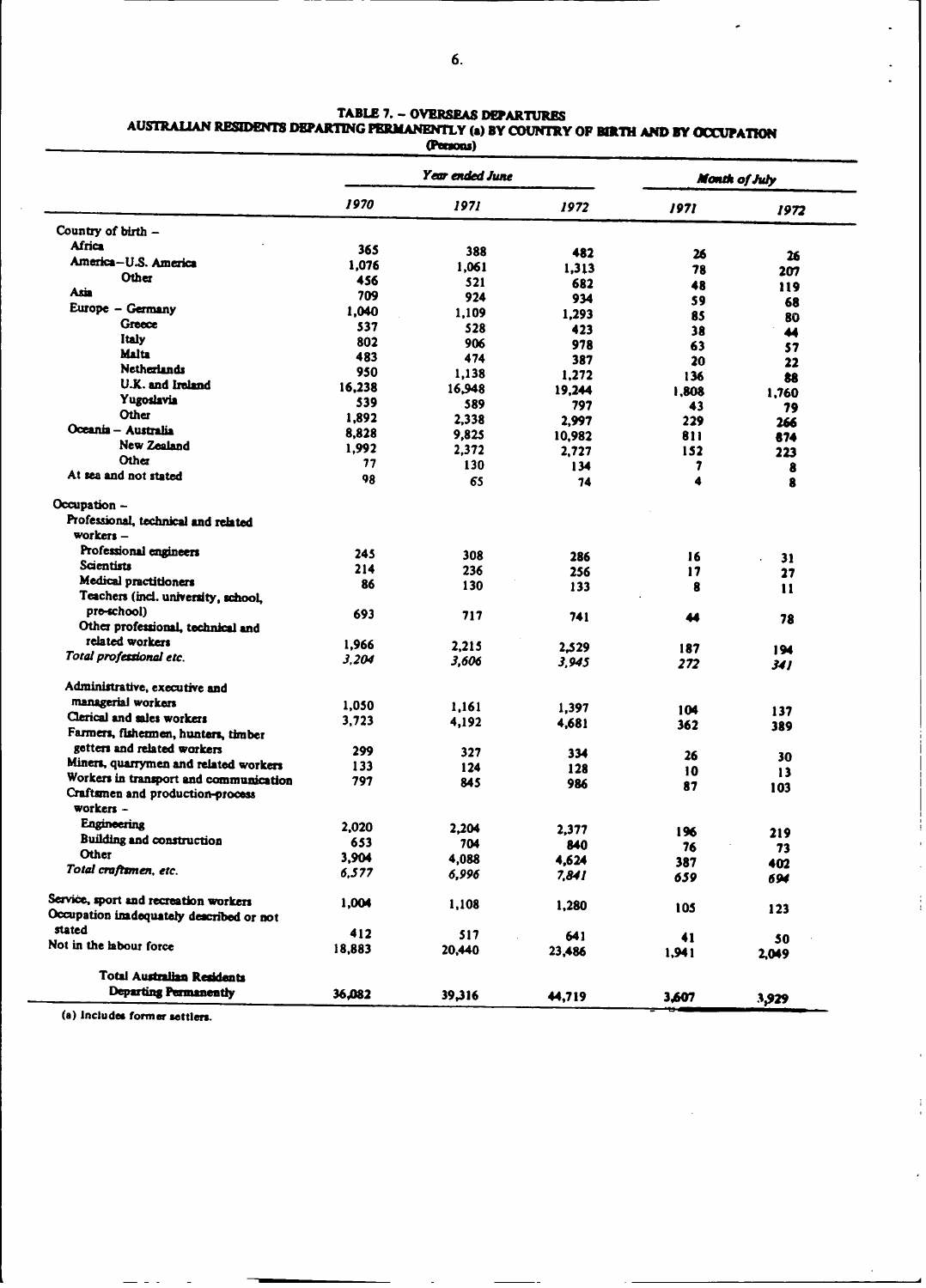## TABLE 7. – OVERSEAS DEPARTURES
## AUSTRALIAN RESIDENTS DEPARTING PERMANENTLY (a) BY COUNTRY OF BIRTH AND BY OCCUPATION

(Persons)

| | *Year ended June* | | | *Month of July* | |
|---|---|---|---|---|---|
| | *1970* | *1971* | *1972* | *1971* | *1972* |
| **Country of birth –** | | | | | |
| Africa | 365 | 388 | 482 | 26 | 26 |
| America – U.S. America | 1,076 | 1,061 | 1,313 | 78 | 207 |
| Other | 456 | 521 | 682 | 48 | 119 |
| Asia | 709 | 924 | 934 | 59 | 68 |
| Europe – Germany | 1,040 | 1,109 | 1,293 | 85 | 80 |
| Greece | 537 | 528 | 423 | 38 | 44 |
| Italy | 802 | 906 | 978 | 63 | 57 |
| Malta | 483 | 474 | 387 | 20 | 22 |
| Netherlands | 950 | 1,138 | 1,272 | 136 | 88 |
| U.K. and Ireland | 16,238 | 16,948 | 19,244 | 1,808 | 1,760 |
| Yugoslavia | 539 | 589 | 797 | 43 | 79 |
| Other | 1,892 | 2,338 | 2,997 | 229 | 266 |
| Oceania – Australia | 8,828 | 9,825 | 10,982 | 811 | 874 |
| New Zealand | 1,992 | 2,372 | 2,727 | 152 | 223 |
| Other | 77 | 130 | 134 | 7 | 8 |
| At sea and not stated | 98 | 65 | 74 | 4 | 8 |
| **Occupation –** | | | | | |
| Professional, technical and related workers – | | | | | |
| Professional engineers | 245 | 308 | 286 | 16 | 31 |
| Scientists | 214 | 236 | 256 | 17 | 27 |
| Medical practitioners | 86 | 130 | 133 | 8 | 11 |
| Teachers (incl. university, school, pre-school) | 693 | 717 | 741 | 44 | 78 |
| Other professional, technical and related workers | 1,966 | 2,215 | 2,529 | 187 | 194 |
| *Total professional etc.* | *3,204* | *3,606* | *3,945* | *272* | *341* |
| Administrative, executive and managerial workers | 1,050 | 1,161 | 1,397 | 104 | 137 |
| Clerical and sales workers | 3,723 | 4,192 | 4,681 | 362 | 389 |
| Farmers, fishermen, hunters, timber getters and related workers | 299 | 327 | 334 | 26 | 30 |
| Miners, quarrymen and related workers | 133 | 124 | 128 | 10 | 13 |
| Workers in transport and communication | 797 | 845 | 986 | 87 | 103 |
| Craftsmen and production-process workers – | | | | | |
| Engineering | 2,020 | 2,204 | 2,377 | 196 | 219 |
| Building and construction | 653 | 704 | 840 | 76 | 73 |
| Other | 3,904 | 4,088 | 4,624 | 387 | 402 |
| *Total craftsmen, etc.* | *6,577* | *6,996* | *7,841* | *659* | *694* |
| Service, sport and recreation workers | 1,004 | 1,108 | 1,280 | 105 | 123 |
| Occupation inadequately described or not stated | 412 | 517 | 641 | 41 | 50 |
| Not in the labour force | 18,883 | 20,440 | 23,486 | 1,941 | 2,049 |
| **Total Australian Residents Departing Permanently** | **36,082** | **39,316** | **44,719** | **3,607** | **3,929** |

(a) Includes former settlers.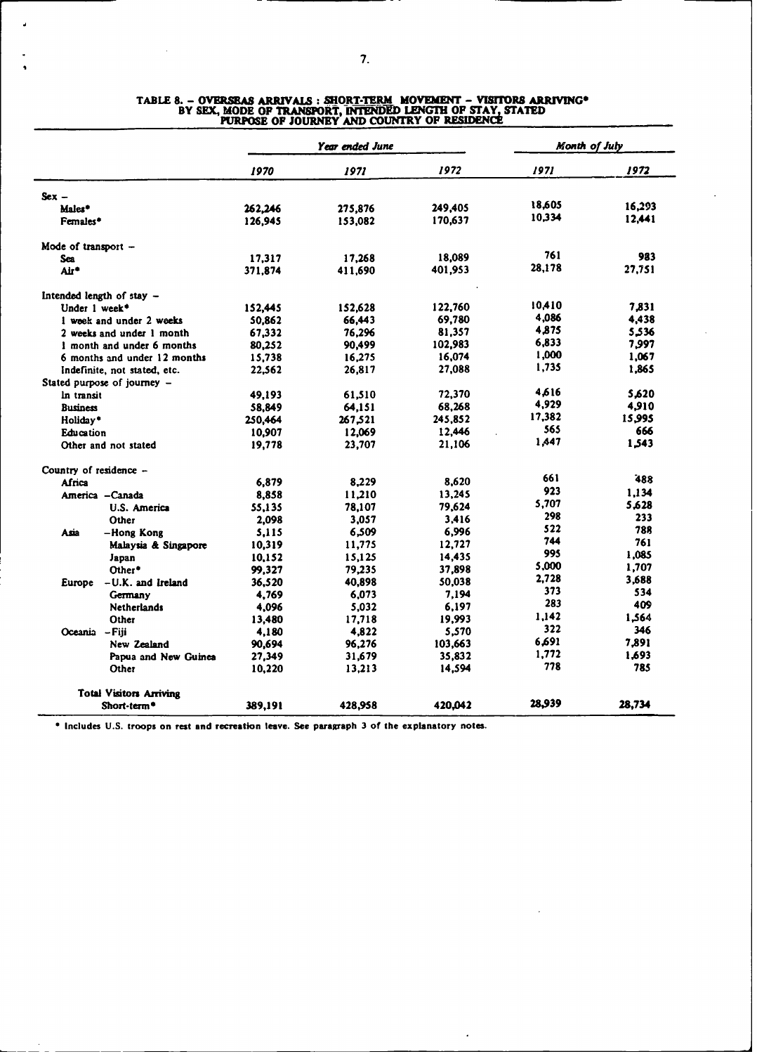# TABLE 8. – OVERSEAS ARRIVALS : SHORT-TERM MOVEMENT – VISITORS ARRIVING* BY SEX, MODE OF TRANSPORT, INTENDED LENGTH OF STAY, STATED PURPOSE OF JOURNEY AND COUNTRY OF RESIDENCE

| | | *Year ended June* | | | *Month of July* | |
|---|---|---|---|---|---|---|
| | | *1970* | *1971* | *1972* | *1971* | *1972* |
| **Sex –** | | | | | | |
| Males* | | 262,246 | 275,876 | 249,405 | 18,605 | 16,293 |
| Females* | | 126,945 | 153,082 | 170,637 | 10,334 | 12,441 |
| **Mode of transport –** | | | | | | |
| Sea | | 17,317 | 17,268 | 18,089 | 761 | 983 |
| Air* | | 371,874 | 411,690 | 401,953 | 28,178 | 27,751 |
| **Intended length of stay –** | | | | | | |
| Under 1 week* | | 152,445 | 152,628 | 122,760 | 10,410 | 7,831 |
| 1 week and under 2 weeks | | 50,862 | 66,443 | 69,780 | 4,086 | 4,438 |
| 2 weeks and under 1 month | | 67,332 | 76,296 | 81,357 | 4,875 | 5,536 |
| 1 month and under 6 months | | 80,252 | 90,499 | 102,983 | 6,833 | 7,997 |
| 6 months and under 12 months | | 15,738 | 16,275 | 16,074 | 1,000 | 1,067 |
| Indefinite, not stated, etc. | | 22,562 | 26,817 | 27,088 | 1,735 | 1,865 |
| **Stated purpose of journey –** | | | | | | |
| In transit | | 49,193 | 61,510 | 72,370 | 4,616 | 5,620 |
| Business | | 58,849 | 64,151 | 68,268 | 4,929 | 4,910 |
| Holiday* | | 250,464 | 267,521 | 245,852 | 17,382 | 15,995 |
| Education | | 10,907 | 12,069 | 12,446 | 565 | 666 |
| Other and not stated | | 19,778 | 23,707 | 21,106 | 1,447 | 1,543 |
| **Country of residence –** | | | | | | |
| Africa | | 6,879 | 8,229 | 8,620 | 661 | 488 |
| America | –Canada | 8,858 | 11,210 | 13,245 | 923 | 1,134 |
| | U.S. America | 55,135 | 78,107 | 79,624 | 5,707 | 5,628 |
| | Other | 2,098 | 3,057 | 3,416 | 298 | 233 |
| Asia | –Hong Kong | 5,115 | 6,509 | 6,996 | 522 | 788 |
| | Malaysia & Singapore | 10,319 | 11,775 | 12,727 | 744 | 761 |
| | Japan | 10,152 | 15,125 | 14,435 | 995 | 1,085 |
| | Other* | 99,327 | 79,235 | 37,898 | 5,000 | 1,707 |
| Europe | –U.K. and Ireland | 36,520 | 40,898 | 50,038 | 2,728 | 3,688 |
| | Germany | 4,769 | 6,073 | 7,194 | 373 | 534 |
| | Netherlands | 4,096 | 5,032 | 6,197 | 283 | 409 |
| | Other | 13,480 | 17,718 | 19,993 | 1,142 | 1,564 |
| Oceania | –Fiji | 4,180 | 4,822 | 5,570 | 322 | 346 |
| | New Zealand | 90,694 | 96,276 | 103,663 | 6,691 | 7,891 |
| | Papua and New Guinea | 27,349 | 31,679 | 35,832 | 1,772 | 1,693 |
| | Other | 10,220 | 13,213 | 14,594 | 778 | 785 |
| **Total Visitors Arriving Short-term*** | | 389,191 | 428,958 | 420,042 | 28,939 | 28,734 |

\* Includes U.S. troops on rest and recreation leave. See paragraph 3 of the explanatory notes.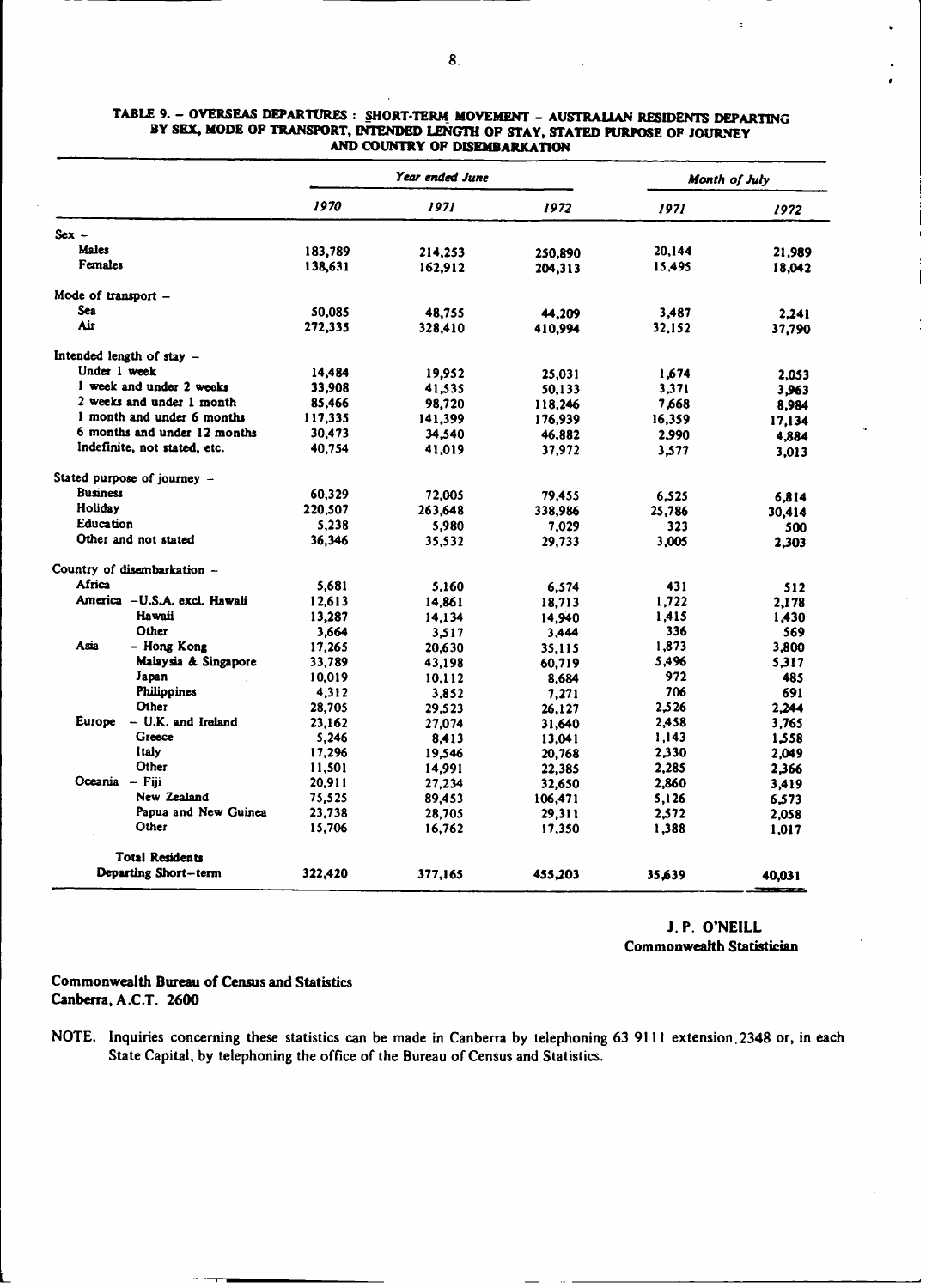### TABLE 9. – OVERSEAS DEPARTURES : SHORT-TERM MOVEMENT – AUSTRALIAN RESIDENTS DEPARTING BY SEX, MODE OF TRANSPORT, INTENDED LENGTH OF STAY, STATED PURPOSE OF JOURNEY AND COUNTRY OF DISEMBARKATION

| | *Year ended June* | | | *Month of July* | |
|---|---|---|---|---|---|
| | *1970* | *1971* | *1972* | *1971* | *1972* |
| Sex – | | | | | |
| Males | 183,789 | 214,253 | 250,890 | 20,144 | 21,989 |
| Females | 138,631 | 162,912 | 204,313 | 15,495 | 18,042 |
| Mode of transport – | | | | | |
| Sea | 50,085 | 48,755 | 44,209 | 3,487 | 2,241 |
| Air | 272,335 | 328,410 | 410,994 | 32,152 | 37,790 |
| Intended length of stay – | | | | | |
| Under 1 week | 14,484 | 19,952 | 25,031 | 1,674 | 2,053 |
| 1 week and under 2 weeks | 33,908 | 41,535 | 50,133 | 3,371 | 3,963 |
| 2 weeks and under 1 month | 85,466 | 98,720 | 118,246 | 7,668 | 8,984 |
| 1 month and under 6 months | 117,335 | 141,399 | 176,939 | 16,359 | 17,134 |
| 6 months and under 12 months | 30,473 | 34,540 | 46,882 | 2,990 | 4,884 |
| Indefinite, not stated, etc. | 40,754 | 41,019 | 37,972 | 3,577 | 3,013 |
| Stated purpose of journey – | | | | | |
| Business | 60,329 | 72,005 | 79,455 | 6,525 | 6,814 |
| Holiday | 220,507 | 263,648 | 338,986 | 25,786 | 30,414 |
| Education | 5,238 | 5,980 | 7,029 | 323 | 500 |
| Other and not stated | 36,346 | 35,532 | 29,733 | 3,005 | 2,303 |
| Country of disembarkation – | | | | | |
| Africa | 5,681 | 5,160 | 6,574 | 431 | 512 |
| America – U.S.A. excl. Hawaii | 12,613 | 14,861 | 18,713 | 1,722 | 2,178 |
| Hawaii | 13,287 | 14,134 | 14,940 | 1,415 | 1,430 |
| Other | 3,664 | 3,517 | 3,444 | 336 | 569 |
| Asia – Hong Kong | 17,265 | 20,630 | 35,115 | 1,873 | 3,800 |
| Malaysia & Singapore | 33,789 | 43,198 | 60,719 | 5,496 | 5,317 |
| Japan | 10,019 | 10,112 | 8,684 | 972 | 485 |
| Philippines | 4,312 | 3,852 | 7,271 | 706 | 691 |
| Other | 28,705 | 29,523 | 26,127 | 2,526 | 2,244 |
| Europe – U.K. and Ireland | 23,162 | 27,074 | 31,640 | 2,458 | 3,765 |
| Greece | 5,246 | 8,413 | 13,041 | 1,143 | 1,558 |
| Italy | 17,296 | 19,546 | 20,768 | 2,330 | 2,049 |
| Other | 11,501 | 14,991 | 22,385 | 2,285 | 2,366 |
| Oceania – Fiji | 20,911 | 27,234 | 32,650 | 2,860 | 3,419 |
| New Zealand | 75,525 | 89,453 | 106,471 | 5,126 | 6,573 |
| Papua and New Guinea | 23,738 | 28,705 | 29,311 | 2,572 | 2,058 |
| Other | 15,706 | 16,762 | 17,350 | 1,388 | 1,017 |
| **Total Residents Departing Short-term** | 322,420 | 377,165 | 455,203 | 35,639 | 40,031 |

**J. P. O'NEILL**
**Commonwealth Statistician**

**Commonwealth Bureau of Census and Statistics**
**Canberra, A.C.T. 2600**

NOTE. Inquiries concerning these statistics can be made in Canberra by telephoning 63 9111 extension 2348 or, in each State Capital, by telephoning the office of the Bureau of Census and Statistics.